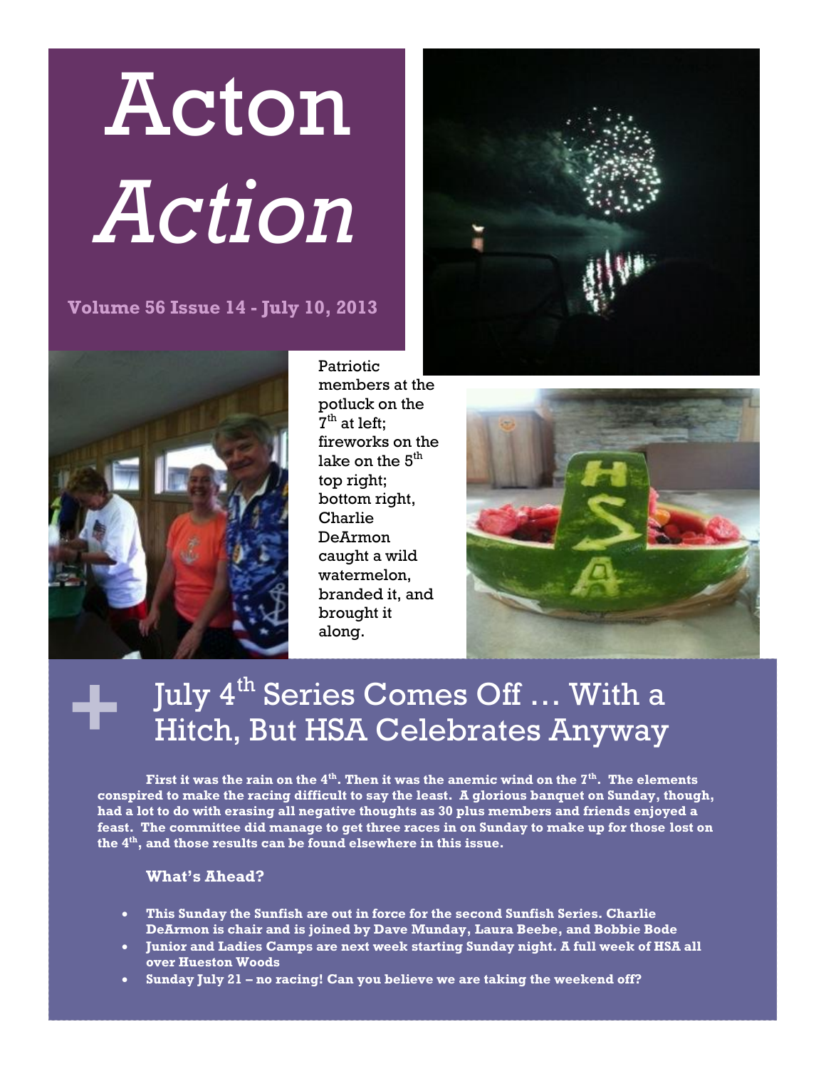# Acton *Action*

**Volume 56 Issue 14 - July 10, 2013**

Patriotic members at the potluck on the 7th at left; fireworks on the lake on the 5th top right; bottom right, Charlie DeArmon caught a wild watermelon, branded it, and brought it along.

## July 4th Series Comes Off … With a Hitch, But HSA Celebrates Anyway

**First it was the rain on the 4th. Then it was the anemic wind on the 7th. The elements conspired to make the racing difficult to say the least. A glorious banquet on Sunday, though, had a lot to do with erasing all negative thoughts as 30 plus members and friends enjoyed a feast. The committee did manage to get three races in on Sunday to make up for those lost on the 4th, and those results can be found elsewhere in this issue.**

### What's Ahead?

- **This Sunday the Sunfish are out in force for the second Sunfish Series. Charlie DeArmon is chair and is joined by Dave Munday, Laura Beebe, and Bobbie Bode**
- **Junior and Ladies Camps are next week starting Sunday night. A full week of HSA all over Hueston Woods**
- **Sunday July 21 – no racing! Can you believe we are taking the weekend off?**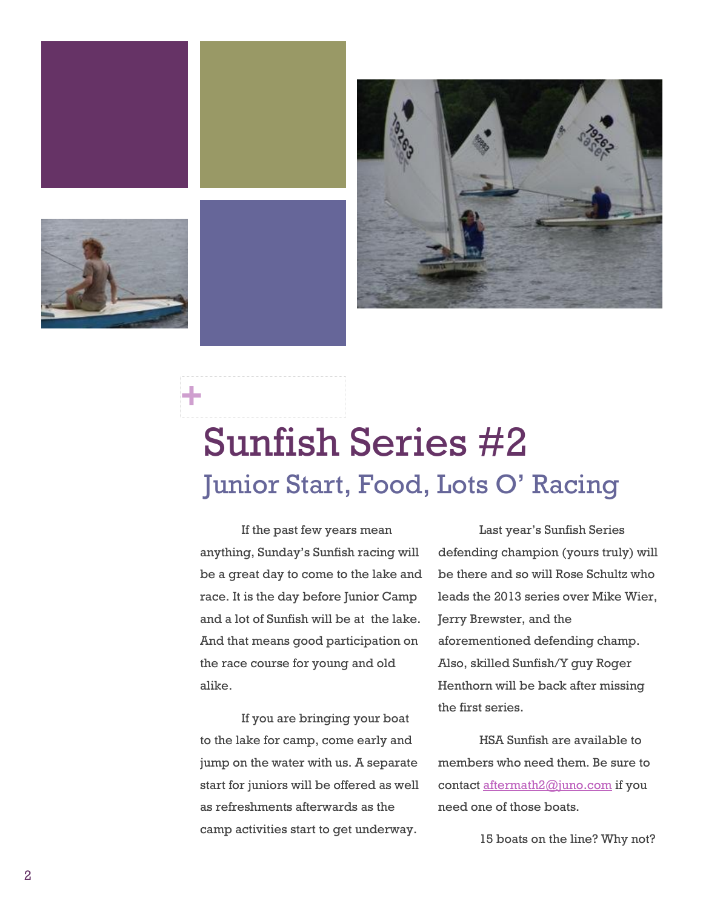# Sunfish Series #2

## Junior Start, Food, Lots O' Racing

If the past few years mean anything, Sunday's Sunfish racing will be a great day to come to the lake and race. It is the day before Junior Camp and a lot of Sunfish will be at the lake. And that means good participation on the race course for young and old alike.

If you are bringing your boat to the lake for camp, come early and jump on the water with us. A separate start for juniors will be offered as well as refreshments afterwards as the camp activities start to get underway.

Last year's Sunfish Series defending champion (yours truly) will be there and so will Rose Schultz who leads the 2013 series over Mike Wier, Jerry Brewster, and the aforementioned defending champ. Also, skilled Sunfish/Y guy Roger Henthorn will be back after missing the first series.

HSA Sunfish are available to members who need them. Be sure to contact aftermath2@juno.com if you need one of those boats.

15 boats on the line? Why not?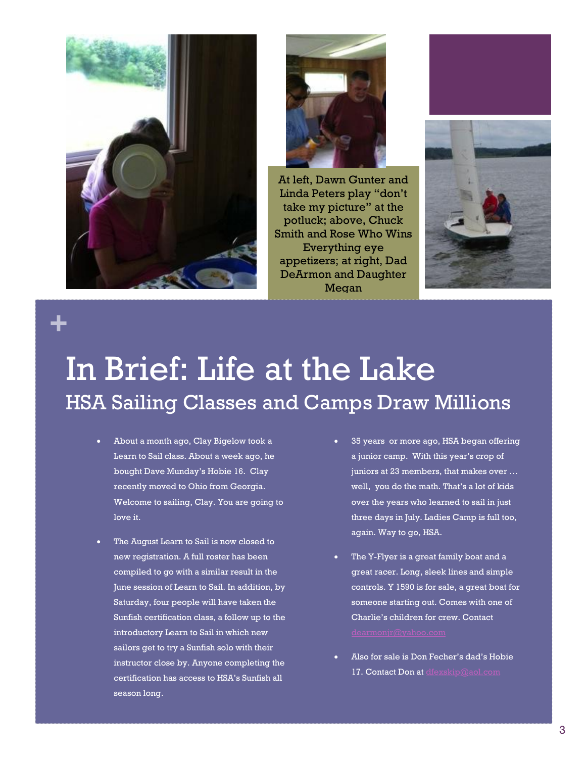At left, Dawn Gunter and Linda Peters play "don't take my picture" at the potluck; above, Chuck Smith and Rose Who Wins Everything eye appetizers; at right, Dad DeArmon and Daughter Megan

+

# In Brief: Life at the Lake

## HSA Sailing Classes and Camps Draw Millions

- About a month ago, Clay Bigelow took a Learn to Sail class. About a week ago, he bought Dave Munday's Hobie 16. Clay recently moved to Ohio from Georgia. Welcome to sailing, Clay. You are going to love it.

- The August Learn to Sail is now closed to new registration. A full roster has been compiled to go with a similar result in the June session of Learn to Sail. In addition, by Saturday, four people will have taken the Sunfish certification class, a follow up to the introductory Learn to Sail in which new sailors get to try a Sunfish solo with their instructor close by. Anyone completing the certification has access to HSA's Sunfish all season long.

- 35 years or more ago, HSA began offering a junior camp. With this year's crop of juniors at 23 members, that makes over … well, you do the math. That's a lot of kids over the years who learned to sail in just three days in July. Ladies Camp is full too, again. Way to go, HSA.

- The Y-Flyer is a great family boat and a great racer. Long, sleek lines and simple controls. Y 1590 is for sale, a great boat for someone starting out. Comes with one of Charlie's children for crew. Contact dearmonjr@yahoo.com

- Also for sale is Don Fecher's dad's Hobie 17. Contact Don at dfexskip@aol.com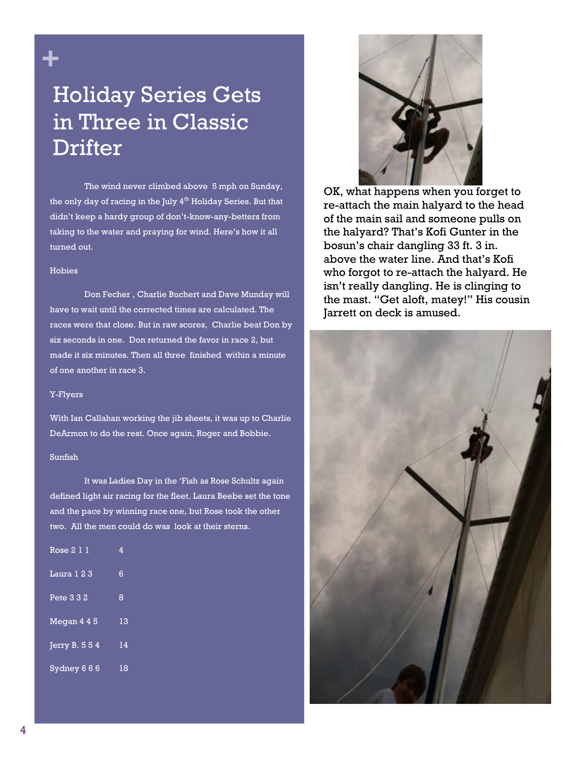# Holiday Series Gets in Three in Classic Drifter

The wind never climbed above 5 mph on Sunday, the only day of racing in the July 4th Holiday Series. But that didn't keep a hardy group of don't-know-any-betters from taking to the water and praying for wind. Here's how it all turned out.

### Hobies

Don Fecher , Charlie Buchert and Dave Munday will have to wait until the corrected times are calculated. The races were that close. But in raw scores, Charlie beat Don by six seconds in one. Don returned the favor in race 2, but made it six minutes. Then all three finished within a minute of one another in race 3.

### Y-Flyers

With Ian Callahan working the jib sheets, it was up to Charlie DeArmon to do the rest. Once again, Roger and Bobbie.

### Sunfish

It was Ladies Day in the 'Fish as Rose Schultz again defined light air racing for the fleet. Laura Beebe set the tone and the pace by winning race one, but Rose took the other two. All the men could do was look at their sterns.

| | |
|---|---|
| Rose 2 1 1 | 4 |
| Laura 1 2 3 | 6 |
| Pete 3 3 2 | 8 |
| Megan 4 4 5 | 13 |
| Jerry B. 5 5 4 | 14 |
| Sydney 6 6 6 | 18 |

OK, what happens when you forget to re-attach the main halyard to the head of the main sail and someone pulls on the halyard? That's Kofi Gunter in the bosun's chair dangling 33 ft. 3 in. above the water line. And that's Kofi who forgot to re-attach the halyard. He isn't really dangling. He is clinging to the mast. "Get aloft, matey!" His cousin Jarrett on deck is amused.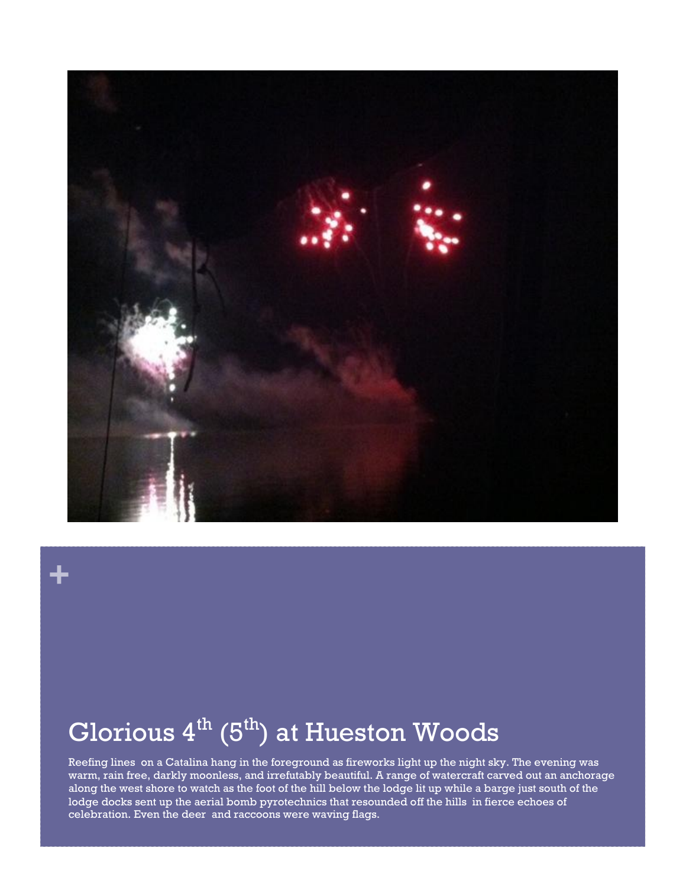# Glorious $4^{th}$ ($5^{th}$) at Hueston Woods

Reefing lines  on a Catalina hang in the foreground as fireworks light up the night sky. The evening was warm, rain free, darkly moonless, and irrefutably beautiful. A range of watercraft carved out an anchorage along the west shore to watch as the foot of the hill below the lodge lit up while a barge just south of the lodge docks sent up the aerial bomb pyrotechnics that resounded off the hills  in fierce echoes of celebration. Even the deer  and raccoons were waving flags.